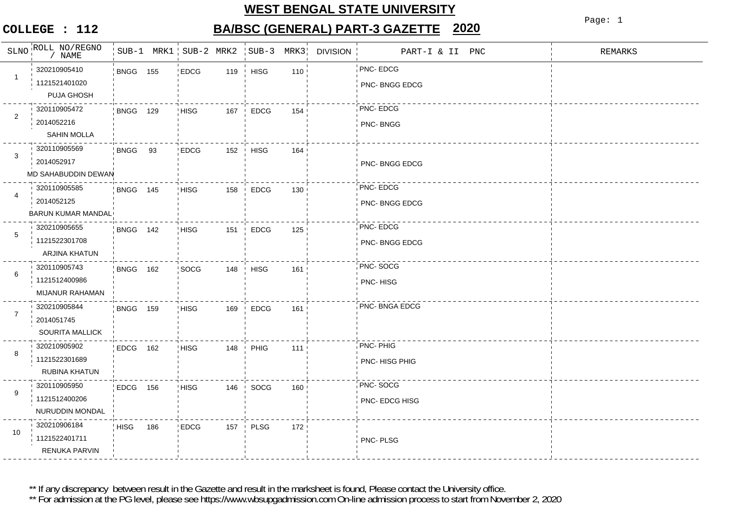# WEST BENGAL STATE UNIVERSITY

## BA/BSC (GENERAL) PART-3 GAZETTE 2020

**COLLEGE : 112**

| SLNO | ROLL NO/REGNO / NAME | SUB-1 | MRK1 | SUB-2 | MRK2 | SUB-3 | MRK3 | DIVISION | PART-I & II PNC | REMARKS |
|---|---|---|---|---|---|---|---|---|---|---|
| 1 | 320210905410<br>1121521401020<br>PUJA GHOSH | BNGG | 155 | EDCG | 119 | HISG | 110 | | PNC- EDCG<br>PNC- BNGG EDCG | |
| 2 | 320110905472<br>2014052216<br>SAHIN MOLLA | BNGG | 129 | HISG | 167 | EDCG | 154 | | PNC- EDCG<br>PNC- BNGG | |
| 3 | 320110905569<br>2014052917<br>MD SAHABUDDIN DEWAN | BNGG | 93 | EDCG | 152 | HISG | 164 | | PNC- BNGG EDCG | |
| 4 | 320110905585<br>2014052125<br>BARUN KUMAR MANDAL | BNGG | 145 | HISG | 158 | EDCG | 130 | | PNC- EDCG<br>PNC- BNGG EDCG | |
| 5 | 320210905655<br>1121522301708<br>ARJINA KHATUN | BNGG | 142 | HISG | 151 | EDCG | 125 | | PNC- EDCG<br>PNC- BNGG EDCG | |
| 6 | 320110905743<br>1121512400986<br>MIJANUR RAHAMAN | BNGG | 162 | SOCG | 148 | HISG | 161 | | PNC- SOCG<br>PNC- HISG | |
| 7 | 320210905844<br>2014051745<br>SOURITA MALLICK | BNGG | 159 | HISG | 169 | EDCG | 161 | | PNC- BNGA EDCG | |
| 8 | 320210905902<br>1121522301689<br>RUBINA KHATUN | EDCG | 162 | HISG | 148 | PHIG | 111 | | PNC- PHIG<br>PNC- HISG PHIG | |
| 9 | 320110905950<br>1121512400206<br>NURUDDIN MONDAL | EDCG | 156 | HISG | 146 | SOCG | 160 | | PNC- SOCG<br>PNC- EDCG HISG | |
| 10 | 320210906184<br>1121522401711<br>RENUKA PARVIN | HISG | 186 | EDCG | 157 | PLSG | 172 | | PNC- PLSG | |

** If any discrepancy between result in the Gazette and result in the marksheet is found, Please contact the University office.

** For admission at the PG level, please see https://www.wbsupgadmission.com On-line admission process to start from November 2, 2020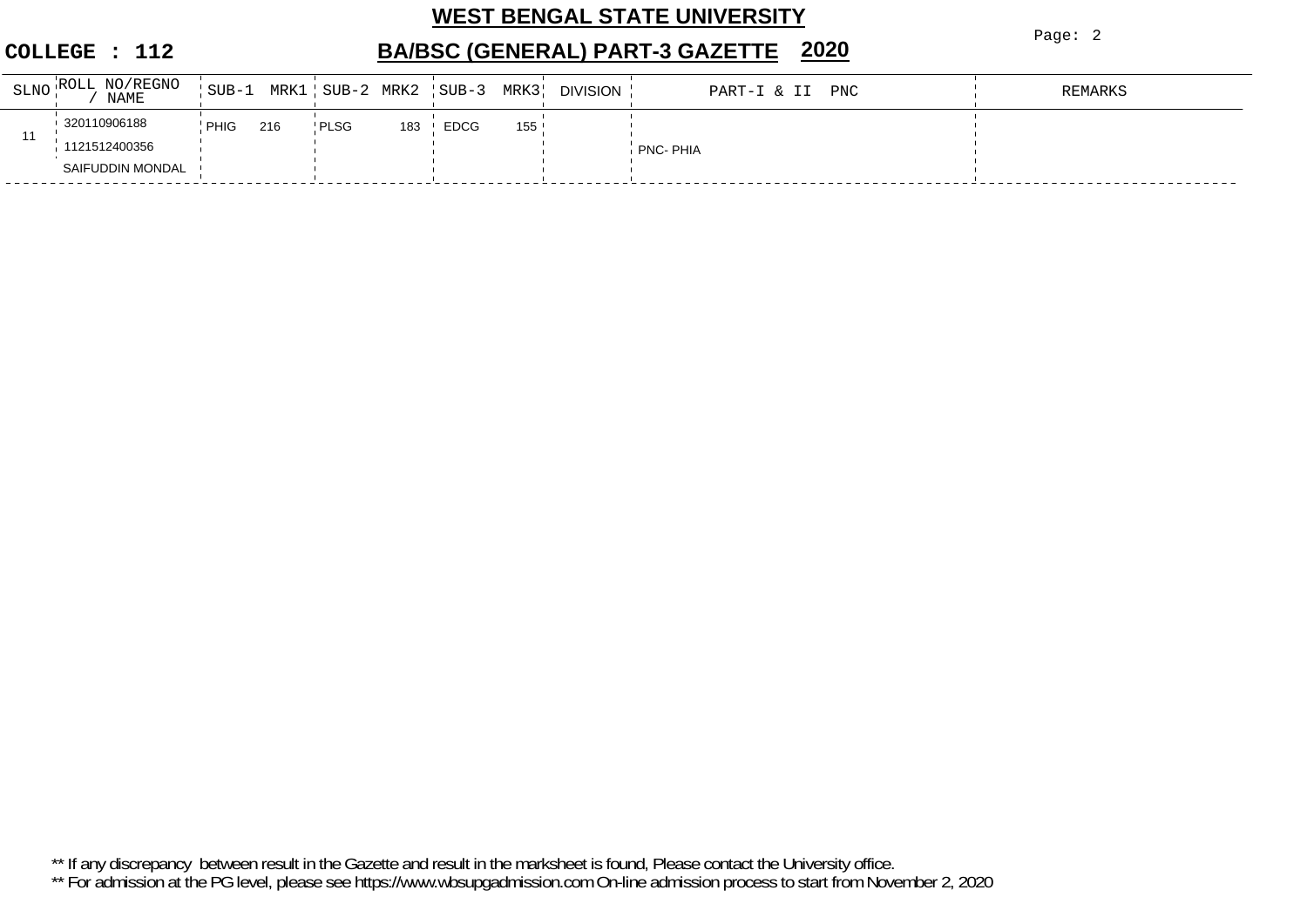# WEST BENGAL STATE UNIVERSITY

## COLLEGE : 112 — BA/BSC (GENERAL) PART-3 GAZETTE 2020

| SLNO | ROLL NO/REGNO / NAME | SUB-1 | MRK1 | SUB-2 | MRK2 | SUB-3 | MRK3 | DIVISION | PART-I & II PNC | REMARKS |
|---|---|---|---|---|---|---|---|---|---|---|
| 11 | 320110906188 1121512400356 SAIFUDDIN MONDAL | PHIG | 216 | PLSG | 183 | EDCG | 155 | | PNC- PHIA | |

** If any discrepancy between result in the Gazette and result in the marksheet is found, Please contact the University office.

** For admission at the PG level, please see https://www.wbsupgadmission.com On-line admission process to start from November 2, 2020